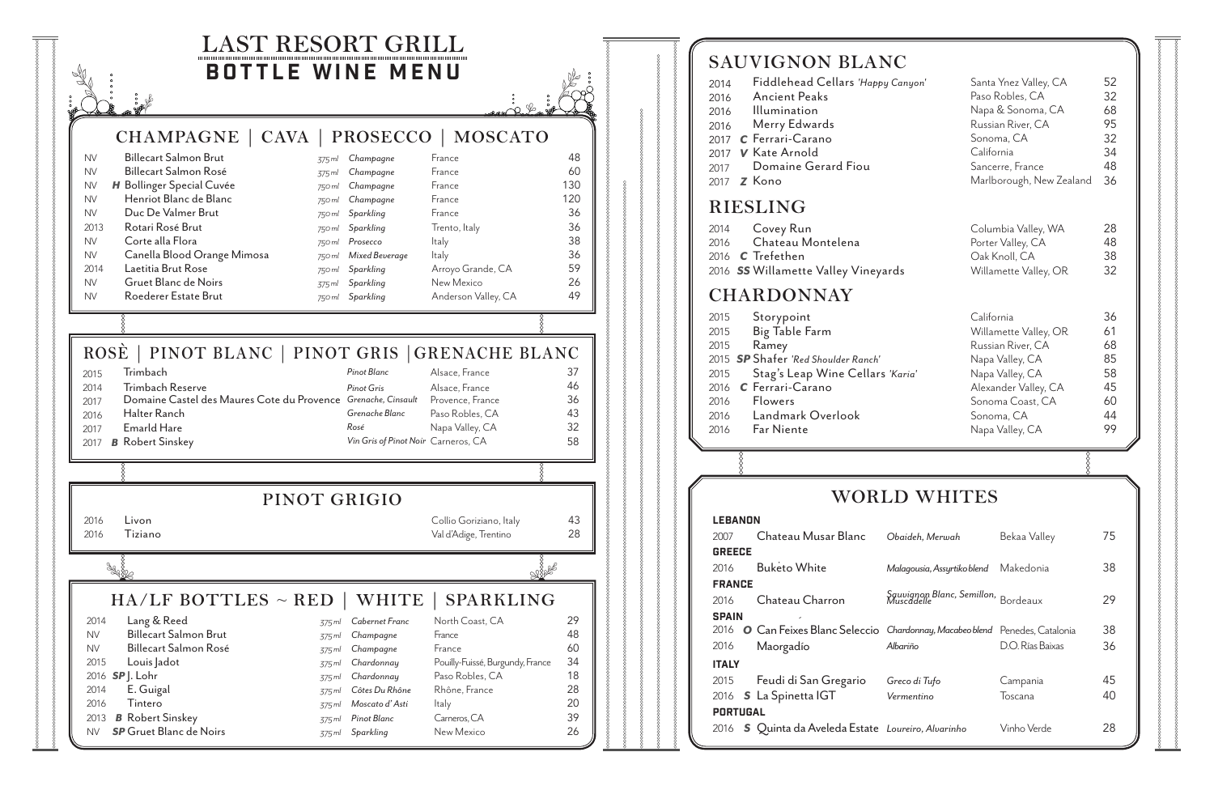# LAST RESORT GRILL

## BOTTLE WINE MENU

## CHAMPAGNE | CAVA | PROSECCO | MOSCATO

| Vintage | Wine | Size | Type | Region | Price |
|---|---|---|---|---|---|
| NV | Billecart Salmon Brut | 375ml | Champagne | France | 48 |
| NV | Billecart Salmon Rosé | 375ml | Champagne | France | 60 |
| NV | **H** Bollinger Special Cuvée | 750ml | Champagne | France | 130 |
| NV | Henriot Blanc de Blanc | 750ml | Champagne | France | 120 |
| NV | Duc De Valmer Brut | 750ml | Sparkling | France | 36 |
| 2013 | Rotari Rosé Brut | 750ml | Sparkling | Trento, Italy | 36 |
| NV | Corte alla Flora | 750ml | Prosecco | Italy | 38 |
| NV | Canella Blood Orange Mimosa | 750ml | Mixed Beverage | Italy | 36 |
| 2014 | Laetitia Brut Rose | 750ml | Sparkling | Arroyo Grande, CA | 59 |
| NV | Gruet Blanc de Noirs | 375ml | Sparkling | New Mexico | 26 |
| NV | Roederer Estate Brut | 750ml | Sparkling | Anderson Valley, CA | 49 |

## ROSÈ | PINOT BLANC | PINOT GRIS | GRENACHE BLANC

| Vintage | Wine | Type | Region | Price |
|---|---|---|---|---|
| 2015 | Trimbach | Pinot Blanc | Alsace, France | 37 |
| 2014 | Trimbach Reserve | Pinot Gris | Alsace, France | 46 |
| 2017 | Domaine Castel des Maures Cote du Provence | Grenache, Cinsault | Provence, France | 36 |
| 2016 | Halter Ranch | Grenache Blanc | Paso Robles, CA | 43 |
| 2017 | Emarld Hare | Rosé | Napa Valley, CA | 32 |
| 2017 | **B** Robert Sinskey | Vin Gris of Pinot Noir | Carneros, CA | 58 |

## PINOT GRIGIO

| Vintage | Wine | Region | Price |
|---|---|---|---|
| 2016 | Livon | Collio Goriziano, Italy | 43 |
| 2016 | Tiziano | Val d'Adige, Trentino | 28 |

## HA/LF BOTTLES ~ RED | WHITE | SPARKLING

| Vintage | Wine | Size | Type | Region | Price |
|---|---|---|---|---|---|
| 2014 | Lang & Reed | 375ml | Cabernet Franc | North Coast, CA | 29 |
| NV | Billecart Salmon Brut | 375ml | Champagne | France | 48 |
| NV | Billecart Salmon Rosé | 375ml | Champagne | France | 60 |
| 2015 | Louis Jadot | 375ml | Chardonnay | Pouilly-Fuissé, Burgundy, France | 34 |
| 2016 | **SP** J. Lohr | 375ml | Chardonnay | Paso Robles, CA | 18 |
| 2014 | E. Guigal | 375ml | Côtes Du Rhône | Rhône, France | 28 |
| 2016 | Tintero | 375ml | Moscato d' Asti | Italy | 20 |
| 2013 | **B** Robert Sinskey | 375ml | Pinot Blanc | Carneros, CA | 39 |
| NV | **SP** Gruet Blanc de Noirs | 375ml | Sparkling | New Mexico | 26 |

## SAUVIGNON BLANC

| Vintage | Wine | Region | Price |
|---|---|---|---|
| 2014 | Fiddlehead Cellars *'Happy Canyon'* | Santa Ynez Valley, CA | 52 |
| 2016 | Ancient Peaks | Paso Robles, CA | 32 |
| 2016 | Illumination | Napa & Sonoma, CA | 68 |
| 2016 | Merry Edwards | Russian River, CA | 95 |
| 2017 | **C** Ferrari-Carano | Sonoma, CA | 32 |
| 2017 | **V** Kate Arnold | California | 34 |
| 2017 | Domaine Gerard Fiou | Sancerre, France | 48 |
| 2017 | **Z** Kono | Marlborough, New Zealand | 36 |

## RIESLING

| Vintage | Wine | Region | Price |
|---|---|---|---|
| 2014 | Covey Run | Columbia Valley, WA | 28 |
| 2016 | Chateau Montelena | Porter Valley, CA | 48 |
| 2016 | **C** Trefethen | Oak Knoll, CA | 38 |
| 2016 | **SS** Willamette Valley Vineyards | Willamette Valley, OR | 32 |

## CHARDONNAY

| Vintage | Wine | Region | Price |
|---|---|---|---|
| 2015 | Storypoint | California | 36 |
| 2015 | Big Table Farm | Willamette Valley, OR | 61 |
| 2015 | Ramey | Russian River, CA | 68 |
| 2015 | **SP** Shafer *'Red Shoulder Ranch'* | Napa Valley, CA | 85 |
| 2015 | Stag's Leap Wine Cellars *'Karia'* | Napa Valley, CA | 58 |
| 2016 | **C** Ferrari-Carano | Alexander Valley, CA | 45 |
| 2016 | Flowers | Sonoma Coast, CA | 60 |
| 2016 | Landmark Overlook | Sonoma, CA | 44 |
| 2016 | Far Niente | Napa Valley, CA | 99 |

## WORLD WHITES

| Vintage | Wine | Grape | Region | Price |
|---|---|---|---|---|
| **LEBANON** | | | | |
| 2007 | Chateau Musar Blanc | *Obaideh, Merwah* | Bekaa Valley | 75 |
| **GREECE** | | | | |
| 2016 | Buketo White | *Malagousia, Assyrtiko blend* | Makedonia | 38 |
| **FRANCE** | | | | |
| 2016 | Chateau Charron | *Sauvignon Blanc, Semillon, Muscadelle* | Bordeaux | 29 |
| **SPAIN** | | | | |
| 2016 | **O** Can Feixes Blanc Seleccio | *Chardonnay, Macabeo blend* | Penedes, Catalonia | 38 |
| 2016 | Maorgadío | *Albariño* | D.O. Rías Baixas | 36 |
| **ITALY** | | | | |
| 2015 | Feudi di San Gregario | *Greco di Tufo* | Campania | 45 |
| 2016 | **S** La Spinetta IGT | *Vermentino* | Toscana | 40 |
| **PORTUGAL** | | | | |
| 2016 | **S** Quinta da Aveleda Estate | *Loureiro, Alvarinho* | Vinho Verde | 28 |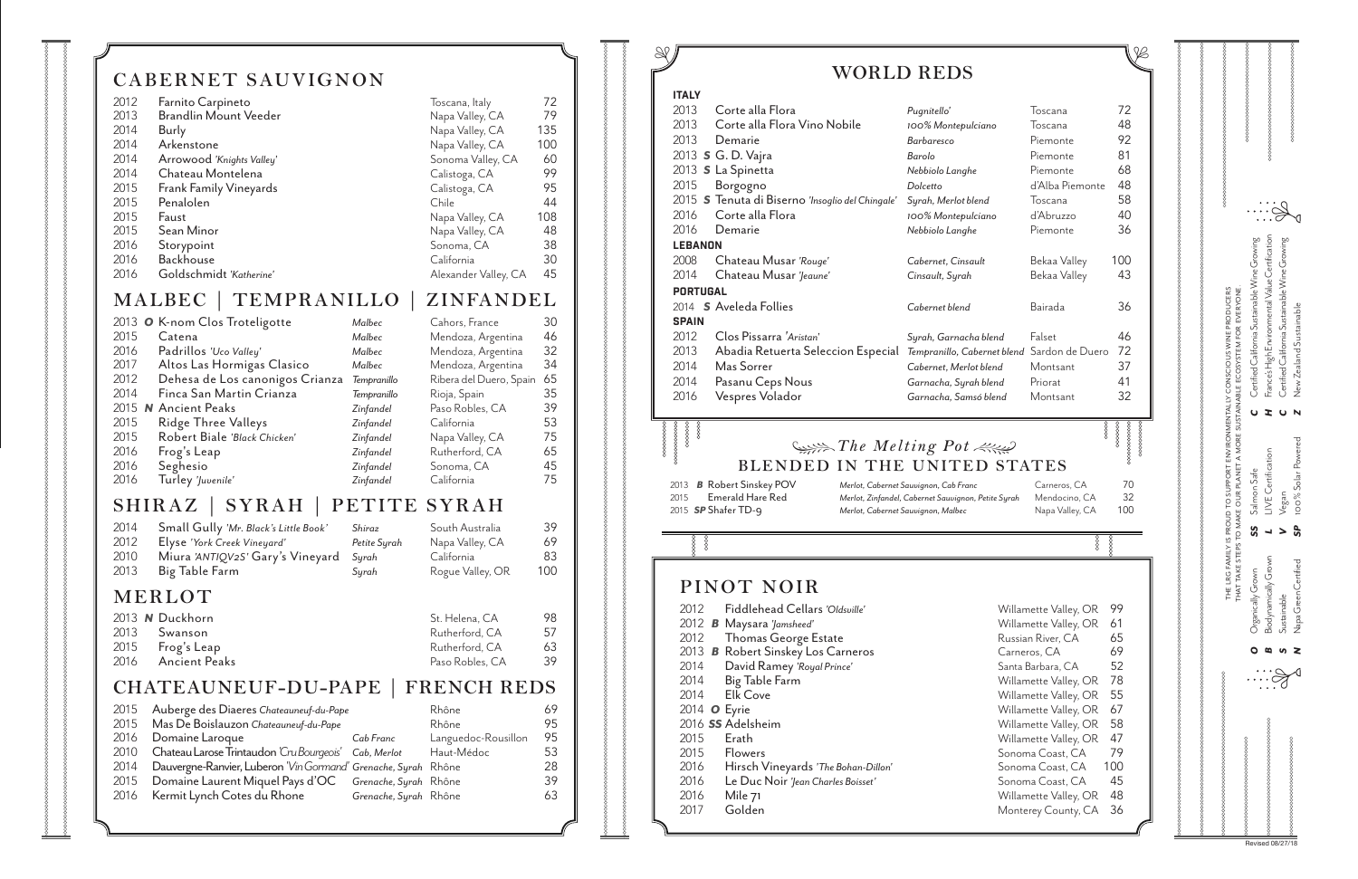## CABERNET SAUVIGNON

| | | | |
|---|---|---|---|
| 2012 | Farnito Carpineto | Toscana, Italy | 72 |
| 2013 | Brandlin Mount Veeder | Napa Valley, CA | 79 |
| 2014 | Burly | Napa Valley, CA | 135 |
| 2014 | Arkenstone | Napa Valley, CA | 100 |
| 2014 | Arrowood *'Knights Valley'* | Sonoma Valley, CA | 60 |
| 2014 | Chateau Montelena | Calistoga, CA | 99 |
| 2015 | Frank Family Vineyards | Calistoga, CA | 95 |
| 2015 | Penalolen | Chile | 44 |
| 2015 | Faust | Napa Valley, CA | 108 |
| 2015 | Sean Minor | Napa Valley, CA | 48 |
| 2016 | Storypoint | Sonoma, CA | 38 |
| 2016 | Backhouse | California | 30 |
| 2016 | Goldschmidt *'Katherine'* | Alexander Valley, CA | 45 |

## MALBEC | TEMPRANILLO | ZINFANDEL

| | | | | |
|---|---|---|---|---|
| 2013 ***O*** | K-nom Clos Troteligotte | *Malbec* | Cahors, France | 30 |
| 2015 | Catena | *Malbec* | Mendoza, Argentina | 46 |
| 2016 | Padrillos *'Uco Valley'* | *Malbec* | Mendoza, Argentina | 32 |
| 2017 | Altos Las Hormigas Clasico | *Malbec* | Mendoza, Argentina | 34 |
| 2012 | Dehesa de Los canonigos Crianza | *Tempranillo* | Ribera del Duero, Spain | 65 |
| 2014 | Finca San Martin Crianza | *Tempranillo* | Rioja, Spain | 35 |
| 2015 ***N*** | Ancient Peaks | *Zinfandel* | Paso Robles, CA | 39 |
| 2015 | Ridge Three Valleys | *Zinfandel* | California | 53 |
| 2015 | Robert Biale *'Black Chicken'* | *Zinfandel* | Napa Valley, CA | 75 |
| 2016 | Frog's Leap | *Zinfandel* | Rutherford, CA | 65 |
| 2016 | Seghesio | *Zinfandel* | Sonoma, CA | 45 |
| 2016 | Turley *'Juvenile'* | *Zinfandel* | California | 75 |

## SHIRAZ | SYRAH | PETITE SYRAH

| | | | | |
|---|---|---|---|---|
| 2014 | Small Gully *'Mr. Black's Little Book'* | *Shiraz* | South Australia | 39 |
| 2012 | Elyse *'York Creek Vineyard'* | *Petite Syrah* | Napa Valley, CA | 69 |
| 2010 | Miura *'ANTIQV2S'* Gary's Vineyard | *Syrah* | California | 83 |
| 2013 | Big Table Farm | *Syrah* | Rogue Valley, OR | 100 |

## MERLOT

| | | | |
|---|---|---|---|
| 2013 ***N*** | Duckhorn | St. Helena, CA | 98 |
| 2013 | Swanson | Rutherford, CA | 57 |
| 2015 | Frog's Leap | Rutherford, CA | 63 |
| 2016 | Ancient Peaks | Paso Robles, CA | 39 |

## CHATEAUNEUF-DU-PAPE | FRENCH REDS

| | | | | |
|---|---|---|---|---|
| 2015 | Auberge des Diaeres *Chateauneuf-du-Pape* | | Rhône | 69 |
| 2015 | Mas De Boislauzon *Chateauneuf-du-Pape* | | Rhône | 95 |
| 2016 | Domaine Laroque | *Cab Franc* | Languedoc-Rousillon | 95 |
| 2010 | Chateau Larose Trintaudon *'Cru Bourgeois'* | *Cab, Merlot* | Haut-Médoc | 53 |
| 2014 | Dauvergne-Ranvier, Luberon *'Vin Gormand'* | *Grenache, Syrah* | Rhône | 28 |
| 2015 | Domaine Laurent Miquel Pays d'OC | *Grenache, Syrah* | Rhône | 39 |
| 2016 | Kermit Lynch Cotes du Rhone | *Grenache, Syrah* | Rhône | 63 |

## WORLD REDS

### ITALY

| | | | | |
|---|---|---|---|---|
| 2013 | Corte alla Flora | *Pugnitello'* | Toscana | 72 |
| 2013 | Corte alla Flora Vino Nobile | *100% Montepulciano* | Toscana | 48 |
| 2013 | Demarie | *Barbaresco* | Piemonte | 92 |
| 2013 ***S*** | G. D. Vajra | *Barolo* | Piemonte | 81 |
| 2013 ***S*** | La Spinetta | *Nebbiolo Langhe* | Piemonte | 68 |
| 2015 | Borgogno | *Dolcetto* | d'Alba Piemonte | 48 |
| 2015 ***S*** | Tenuta di Biserno *'Insoglio del Chingale'* | *Syrah, Merlot blend* | Toscana | 58 |
| 2016 | Corte alla Flora | *100% Montepulciano* | d'Abruzzo | 40 |
| 2016 | Demarie | *Nebbiolo Langhe* | Piemonte | 36 |

### LEBANON

| | | | | |
|---|---|---|---|---|
| 2008 | Chateau Musar *'Rouge'* | *Cabernet, Cinsault* | Bekaa Valley | 100 |
| 2014 | Chateau Musar *'Jeaune'* | *Cinsault, Syrah* | Bekaa Valley | 43 |

### PORTUGAL

| | | | | |
|---|---|---|---|---|
| 2014 ***S*** | Aveleda Follies | *Cabernet blend* | Bairada | 36 |

### SPAIN

| | | | | |
|---|---|---|---|---|
| 2012 | Clos Pissarra *'Aristan'* | *Syrah, Garnacha blend* | Falset | 46 |
| 2013 | Abadia Retuerta Seleccion Especial | *Tempranillo, Cabernet blend* | Sardon de Duero | 72 |
| 2014 | Mas Sorrer | *Cabernet, Merlot blend* | Montsant | 37 |
| 2014 | Pasanu Ceps Nous | *Garnacha, Syrah blend* | Priorat | 41 |
| 2016 | Vespres Volador | *Garnacha, Samsó blend* | Montsant | 32 |

## *The Melting Pot*
## BLENDED IN THE UNITED STATES

| | | | | |
|---|---|---|---|---|
| 2013 ***B*** | Robert Sinskey POV | *Merlot, Cabernet Sauvignon, Cab Franc* | Carneros, CA | 70 |
| 2015 | Emerald Hare Red | *Merlot, Zinfandel, Cabernet Sauvignon, Petite Syrah* | Mendocino, CA | 32 |
| 2015 ***SP*** | Shafer TD-9 | *Merlot, Cabernet Sauvignon, Malbec* | Napa Valley, CA | 100 |

## PINOT NOIR

| | | | |
|---|---|---|---|
| 2012 | Fiddlehead Cellars *'Oldsville'* | Willamette Valley, OR | 99 |
| 2012 ***B*** | Maysara *'Jamsheed'* | Willamette Valley, OR | 61 |
| 2012 | Thomas George Estate | Russian River, CA | 65 |
| 2013 ***B*** | Robert Sinskey Los Carneros | Carneros, CA | 69 |
| 2014 | David Ramey *'Royal Prince'* | Santa Barbara, CA | 52 |
| 2014 | Big Table Farm | Willamette Valley, OR | 78 |
| 2014 | Elk Cove | Willamette Valley, OR | 55 |
| 2014 ***O*** | Eyrie | Willamette Valley, OR | 67 |
| 2016 ***SS*** | Adelsheim | Willamette Valley, OR | 58 |
| 2015 | Erath | Willamette Valley, OR | 47 |
| 2015 | Flowers | Sonoma Coast, CA | 79 |
| 2016 | Hirsch Vineyards *'The Bohan-Dillon'* | Sonoma Coast, CA | 100 |
| 2016 | Le Duc Noir *'Jean Charles Boisset'* | Sonoma Coast, CA | 45 |
| 2016 | Mile 71 | Willamette Valley, OR | 48 |
| 2017 | Golden | Monterey County, CA | 36 |

THE LRG FAMILY IS PROUD TO SUPPORT ENVIRONMENTALLY CONSCIOUS WINE PRODUCERS THAT TAKE STEPS TO MAKE OUR PLANET A MORE SUSTAINABLE ECOSYSTEM FOR EVERYONE.

- ***O*** Organically Grown
- ***B*** Biodynamically Grown
- ***S*** Sustainable
- ***N*** Napa Green Certified
- ***SS*** Salmon Safe
- ***L*** LIVE Certification
- ***V*** Vegan
- ***SP*** 100% Solar Powered
- ***C*** Certified California Sustainable Wine Growing
- ***H*** France's High Environmental Value Certification
- ***C*** Certified California Sustainable Wine Growing
- ***Z*** New Zealand Sustainable

Revised 08/27/18